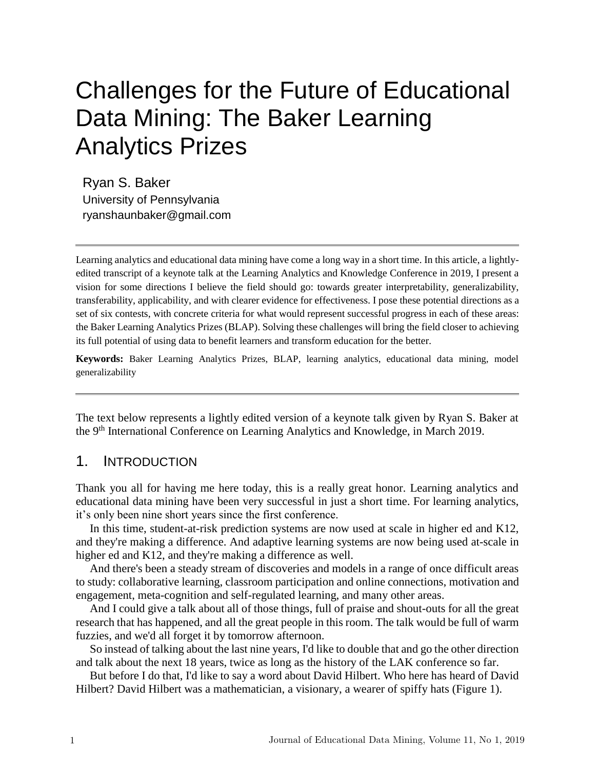# Challenges for the Future of Educational Data Mining: The Baker Learning Analytics Prizes

Ryan S. Baker
University of Pennsylvania
ryanshaunbaker@gmail.com

---

Learning analytics and educational data mining have come a long way in a short time. In this article, a lightly-edited transcript of a keynote talk at the Learning Analytics and Knowledge Conference in 2019, I present a vision for some directions I believe the field should go: towards greater interpretability, generalizability, transferability, applicability, and with clearer evidence for effectiveness. I pose these potential directions as a set of six contests, with concrete criteria for what would represent successful progress in each of these areas: the Baker Learning Analytics Prizes (BLAP). Solving these challenges will bring the field closer to achieving its full potential of using data to benefit learners and transform education for the better.

**Keywords:** Baker Learning Analytics Prizes, BLAP, learning analytics, educational data mining, model generalizability

---

The text below represents a lightly edited version of a keynote talk given by Ryan S. Baker at the 9th International Conference on Learning Analytics and Knowledge, in March 2019.

## 1. Introduction

Thank you all for having me here today, this is a really great honor. Learning analytics and educational data mining have been very successful in just a short time. For learning analytics, it's only been nine short years since the first conference.

In this time, student-at-risk prediction systems are now used at scale in higher ed and K12, and they're making a difference. And adaptive learning systems are now being used at-scale in higher ed and K12, and they're making a difference as well.

And there's been a steady stream of discoveries and models in a range of once difficult areas to study: collaborative learning, classroom participation and online connections, motivation and engagement, meta-cognition and self-regulated learning, and many other areas.

And I could give a talk about all of those things, full of praise and shout-outs for all the great research that has happened, and all the great people in this room. The talk would be full of warm fuzzies, and we'd all forget it by tomorrow afternoon.

So instead of talking about the last nine years, I'd like to double that and go the other direction and talk about the next 18 years, twice as long as the history of the LAK conference so far.

But before I do that, I'd like to say a word about David Hilbert. Who here has heard of David Hilbert? David Hilbert was a mathematician, a visionary, a wearer of spiffy hats (Figure 1).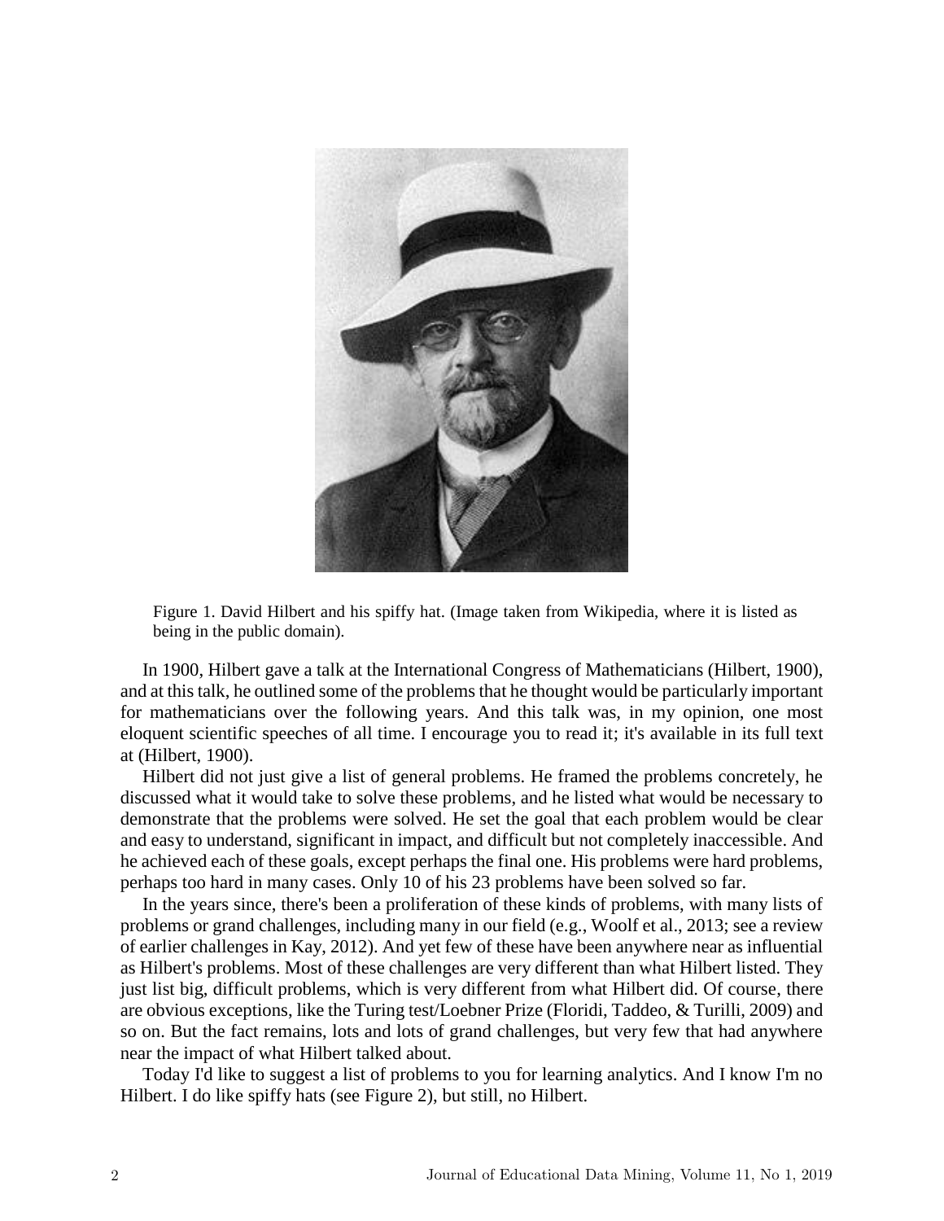Figure 1. David Hilbert and his spiffy hat. (Image taken from Wikipedia, where it is listed as being in the public domain).

In 1900, Hilbert gave a talk at the International Congress of Mathematicians (Hilbert, 1900), and at this talk, he outlined some of the problems that he thought would be particularly important for mathematicians over the following years. And this talk was, in my opinion, one most eloquent scientific speeches of all time. I encourage you to read it; it's available in its full text at (Hilbert, 1900).

Hilbert did not just give a list of general problems. He framed the problems concretely, he discussed what it would take to solve these problems, and he listed what would be necessary to demonstrate that the problems were solved. He set the goal that each problem would be clear and easy to understand, significant in impact, and difficult but not completely inaccessible. And he achieved each of these goals, except perhaps the final one. His problems were hard problems, perhaps too hard in many cases. Only 10 of his 23 problems have been solved so far.

In the years since, there's been a proliferation of these kinds of problems, with many lists of problems or grand challenges, including many in our field (e.g., Woolf et al., 2013; see a review of earlier challenges in Kay, 2012). And yet few of these have been anywhere near as influential as Hilbert's problems. Most of these challenges are very different than what Hilbert listed. They just list big, difficult problems, which is very different from what Hilbert did. Of course, there are obvious exceptions, like the Turing test/Loebner Prize (Floridi, Taddeo, & Turilli, 2009) and so on. But the fact remains, lots and lots of grand challenges, but very few that had anywhere near the impact of what Hilbert talked about.

Today I'd like to suggest a list of problems to you for learning analytics. And I know I'm no Hilbert. I do like spiffy hats (see Figure 2), but still, no Hilbert.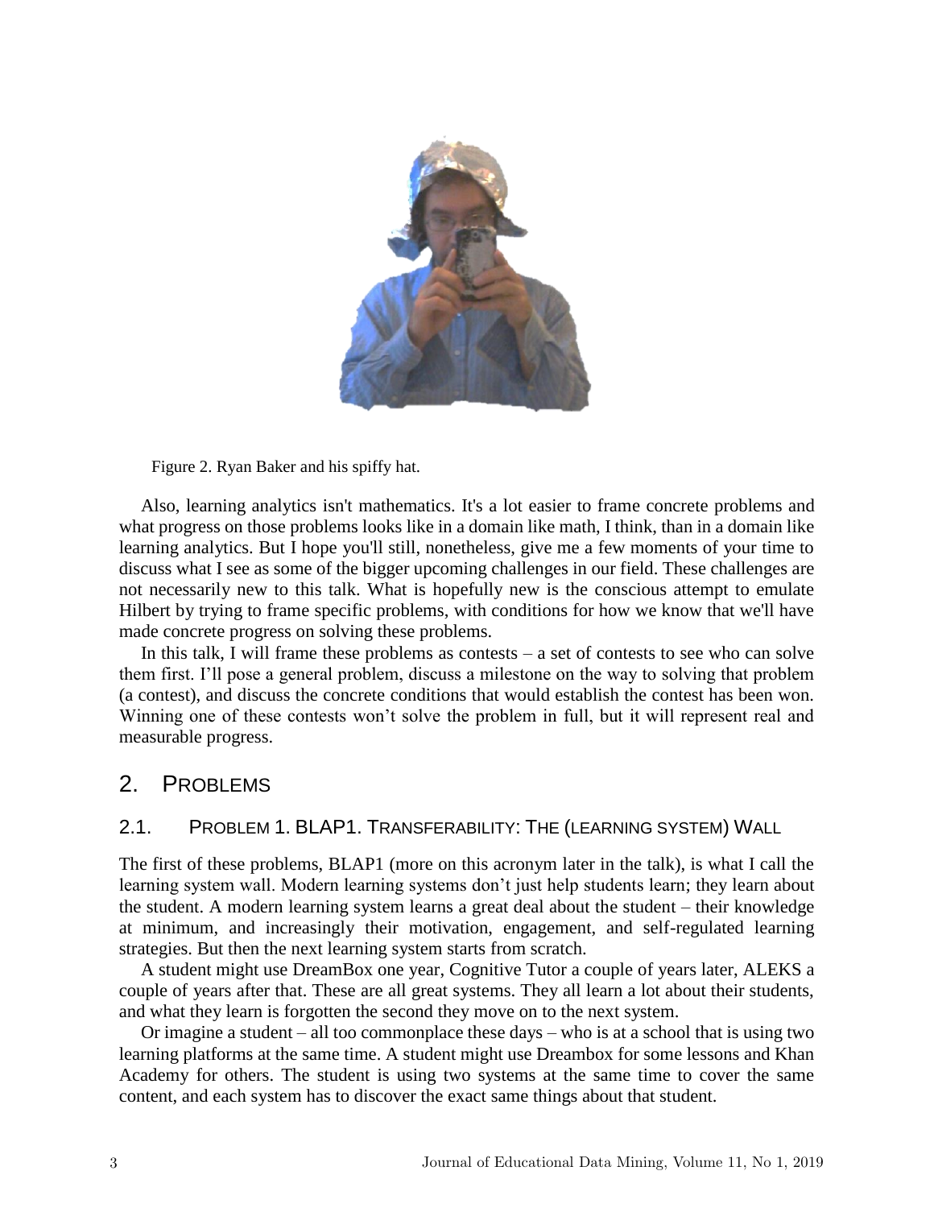Figure 2. Ryan Baker and his spiffy hat.

Also, learning analytics isn't mathematics. It's a lot easier to frame concrete problems and what progress on those problems looks like in a domain like math, I think, than in a domain like learning analytics. But I hope you'll still, nonetheless, give me a few moments of your time to discuss what I see as some of the bigger upcoming challenges in our field. These challenges are not necessarily new to this talk. What is hopefully new is the conscious attempt to emulate Hilbert by trying to frame specific problems, with conditions for how we know that we'll have made concrete progress on solving these problems.

In this talk, I will frame these problems as contests – a set of contests to see who can solve them first. I'll pose a general problem, discuss a milestone on the way to solving that problem (a contest), and discuss the concrete conditions that would establish the contest has been won. Winning one of these contests won't solve the problem in full, but it will represent real and measurable progress.

## 2. Problems

### 2.1. Problem 1. BLAP1. Transferability: The (Learning System) Wall

The first of these problems, BLAP1 (more on this acronym later in the talk), is what I call the learning system wall. Modern learning systems don't just help students learn; they learn about the student. A modern learning system learns a great deal about the student – their knowledge at minimum, and increasingly their motivation, engagement, and self-regulated learning strategies. But then the next learning system starts from scratch.

A student might use DreamBox one year, Cognitive Tutor a couple of years later, ALEKS a couple of years after that. These are all great systems. They all learn a lot about their students, and what they learn is forgotten the second they move on to the next system.

Or imagine a student – all too commonplace these days – who is at a school that is using two learning platforms at the same time. A student might use Dreambox for some lessons and Khan Academy for others. The student is using two systems at the same time to cover the same content, and each system has to discover the exact same things about that student.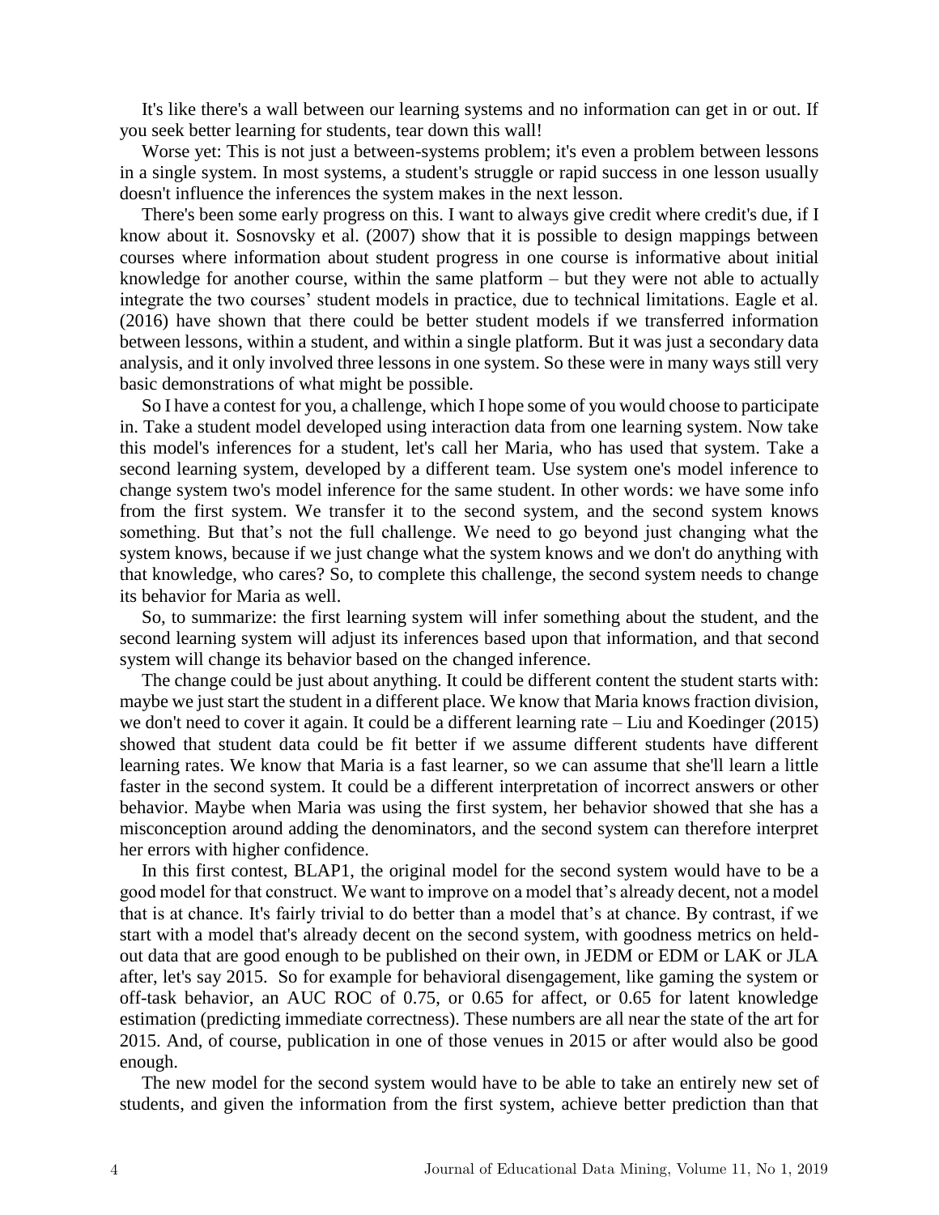It's like there's a wall between our learning systems and no information can get in or out. If you seek better learning for students, tear down this wall!

Worse yet: This is not just a between-systems problem; it's even a problem between lessons in a single system. In most systems, a student's struggle or rapid success in one lesson usually doesn't influence the inferences the system makes in the next lesson.

There's been some early progress on this. I want to always give credit where credit's due, if I know about it. Sosnovsky et al. (2007) show that it is possible to design mappings between courses where information about student progress in one course is informative about initial knowledge for another course, within the same platform – but they were not able to actually integrate the two courses' student models in practice, due to technical limitations. Eagle et al. (2016) have shown that there could be better student models if we transferred information between lessons, within a student, and within a single platform. But it was just a secondary data analysis, and it only involved three lessons in one system. So these were in many ways still very basic demonstrations of what might be possible.

So I have a contest for you, a challenge, which I hope some of you would choose to participate in. Take a student model developed using interaction data from one learning system. Now take this model's inferences for a student, let's call her Maria, who has used that system. Take a second learning system, developed by a different team. Use system one's model inference to change system two's model inference for the same student. In other words: we have some info from the first system. We transfer it to the second system, and the second system knows something. But that's not the full challenge. We need to go beyond just changing what the system knows, because if we just change what the system knows and we don't do anything with that knowledge, who cares? So, to complete this challenge, the second system needs to change its behavior for Maria as well.

So, to summarize: the first learning system will infer something about the student, and the second learning system will adjust its inferences based upon that information, and that second system will change its behavior based on the changed inference.

The change could be just about anything. It could be different content the student starts with: maybe we just start the student in a different place. We know that Maria knows fraction division, we don't need to cover it again. It could be a different learning rate – Liu and Koedinger (2015) showed that student data could be fit better if we assume different students have different learning rates. We know that Maria is a fast learner, so we can assume that she'll learn a little faster in the second system. It could be a different interpretation of incorrect answers or other behavior. Maybe when Maria was using the first system, her behavior showed that she has a misconception around adding the denominators, and the second system can therefore interpret her errors with higher confidence.

In this first contest, BLAP1, the original model for the second system would have to be a good model for that construct. We want to improve on a model that's already decent, not a model that is at chance. It's fairly trivial to do better than a model that's at chance. By contrast, if we start with a model that's already decent on the second system, with goodness metrics on held-out data that are good enough to be published on their own, in JEDM or EDM or LAK or JLA after, let's say 2015. So for example for behavioral disengagement, like gaming the system or off-task behavior, an AUC ROC of 0.75, or 0.65 for affect, or 0.65 for latent knowledge estimation (predicting immediate correctness). These numbers are all near the state of the art for 2015. And, of course, publication in one of those venues in 2015 or after would also be good enough.

The new model for the second system would have to be able to take an entirely new set of students, and given the information from the first system, achieve better prediction than that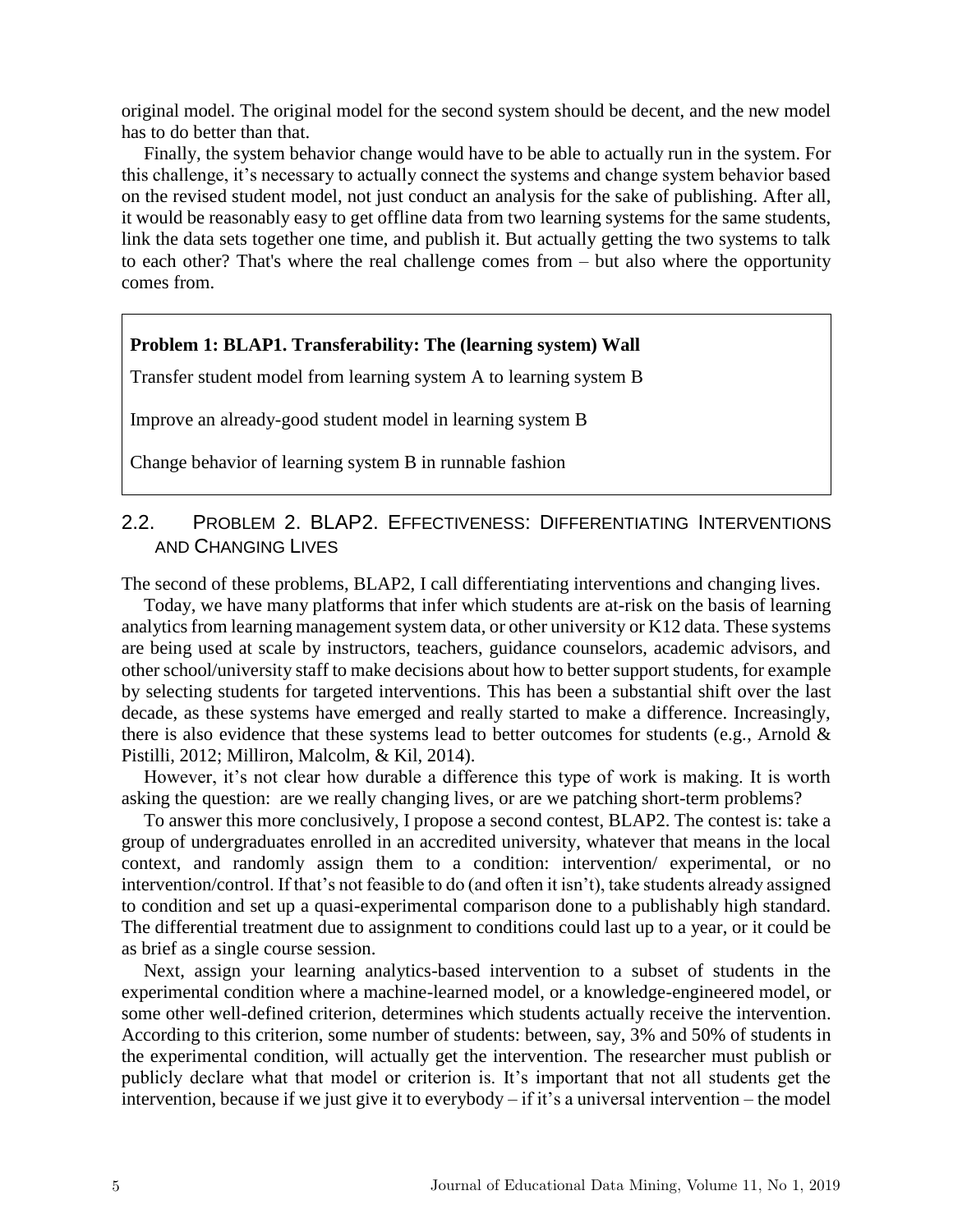original model. The original model for the second system should be decent, and the new model has to do better than that.

Finally, the system behavior change would have to be able to actually run in the system. For this challenge, it's necessary to actually connect the systems and change system behavior based on the revised student model, not just conduct an analysis for the sake of publishing. After all, it would be reasonably easy to get offline data from two learning systems for the same students, link the data sets together one time, and publish it. But actually getting the two systems to talk to each other? That's where the real challenge comes from – but also where the opportunity comes from.

> **Problem 1: BLAP1. Transferability: The (learning system) Wall**
>
> Transfer student model from learning system A to learning system B
>
> Improve an already-good student model in learning system B
>
> Change behavior of learning system B in runnable fashion

## 2.2. Problem 2. BLAP2. Effectiveness: Differentiating Interventions and Changing Lives

The second of these problems, BLAP2, I call differentiating interventions and changing lives.

Today, we have many platforms that infer which students are at-risk on the basis of learning analytics from learning management system data, or other university or K12 data. These systems are being used at scale by instructors, teachers, guidance counselors, academic advisors, and other school/university staff to make decisions about how to better support students, for example by selecting students for targeted interventions. This has been a substantial shift over the last decade, as these systems have emerged and really started to make a difference. Increasingly, there is also evidence that these systems lead to better outcomes for students (e.g., Arnold & Pistilli, 2012; Milliron, Malcolm, & Kil, 2014).

However, it's not clear how durable a difference this type of work is making. It is worth asking the question: are we really changing lives, or are we patching short-term problems?

To answer this more conclusively, I propose a second contest, BLAP2. The contest is: take a group of undergraduates enrolled in an accredited university, whatever that means in the local context, and randomly assign them to a condition: intervention/ experimental, or no intervention/control. If that's not feasible to do (and often it isn't), take students already assigned to condition and set up a quasi-experimental comparison done to a publishably high standard. The differential treatment due to assignment to conditions could last up to a year, or it could be as brief as a single course session.

Next, assign your learning analytics-based intervention to a subset of students in the experimental condition where a machine-learned model, or a knowledge-engineered model, or some other well-defined criterion, determines which students actually receive the intervention. According to this criterion, some number of students: between, say, 3% and 50% of students in the experimental condition, will actually get the intervention. The researcher must publish or publicly declare what that model or criterion is. It's important that not all students get the intervention, because if we just give it to everybody – if it's a universal intervention – the model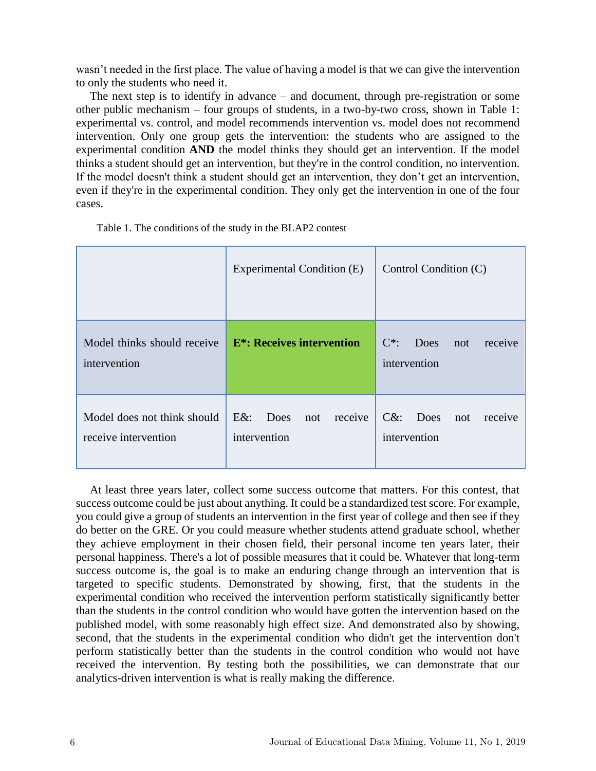wasn't needed in the first place. The value of having a model is that we can give the intervention to only the students who need it.

The next step is to identify in advance – and document, through pre-registration or some other public mechanism – four groups of students, in a two-by-two cross, shown in Table 1: experimental vs. control, and model recommends intervention vs. model does not recommend intervention. Only one group gets the intervention: the students who are assigned to the experimental condition **AND** the model thinks they should get an intervention. If the model thinks a student should get an intervention, but they're in the control condition, no intervention. If the model doesn't think a student should get an intervention, they don't get an intervention, even if they're in the experimental condition. They only get the intervention in one of the four cases.

Table 1. The conditions of the study in the BLAP2 contest

| | Experimental Condition (E) | Control Condition (C) |
|---|---|---|
| Model thinks should receive intervention | **E*: Receives intervention** | C*: Does not receive intervention |
| Model does not think should receive intervention | E&: Does not receive intervention | C&: Does not receive intervention |

At least three years later, collect some success outcome that matters. For this contest, that success outcome could be just about anything. It could be a standardized test score. For example, you could give a group of students an intervention in the first year of college and then see if they do better on the GRE. Or you could measure whether students attend graduate school, whether they achieve employment in their chosen field, their personal income ten years later, their personal happiness. There's a lot of possible measures that it could be. Whatever that long-term success outcome is, the goal is to make an enduring change through an intervention that is targeted to specific students. Demonstrated by showing, first, that the students in the experimental condition who received the intervention perform statistically significantly better than the students in the control condition who would have gotten the intervention based on the published model, with some reasonably high effect size. And demonstrated also by showing, second, that the students in the experimental condition who didn't get the intervention don't perform statistically better than the students in the control condition who would not have received the intervention. By testing both the possibilities, we can demonstrate that our analytics-driven intervention is what is really making the difference.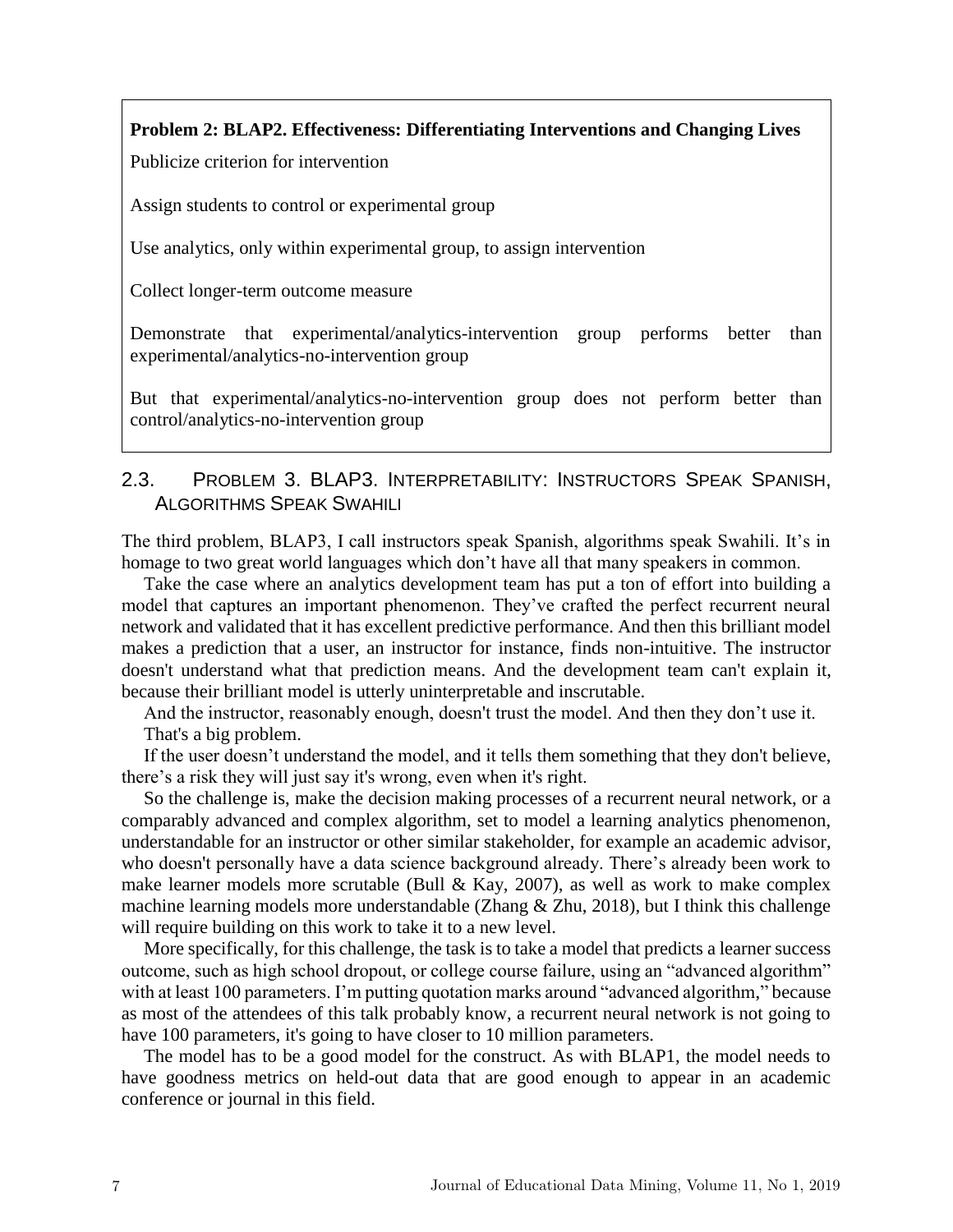**Problem 2: BLAP2. Effectiveness: Differentiating Interventions and Changing Lives**

Publicize criterion for intervention

Assign students to control or experimental group

Use analytics, only within experimental group, to assign intervention

Collect longer-term outcome measure

Demonstrate that experimental/analytics-intervention group performs better than experimental/analytics-no-intervention group

But that experimental/analytics-no-intervention group does not perform better than control/analytics-no-intervention group

## 2.3. Problem 3. BLAP3. Interpretability: Instructors Speak Spanish, Algorithms Speak Swahili

The third problem, BLAP3, I call instructors speak Spanish, algorithms speak Swahili. It's in homage to two great world languages which don't have all that many speakers in common.

Take the case where an analytics development team has put a ton of effort into building a model that captures an important phenomenon. They've crafted the perfect recurrent neural network and validated that it has excellent predictive performance. And then this brilliant model makes a prediction that a user, an instructor for instance, finds non-intuitive. The instructor doesn't understand what that prediction means. And the development team can't explain it, because their brilliant model is utterly uninterpretable and inscrutable.

And the instructor, reasonably enough, doesn't trust the model. And then they don't use it.

That's a big problem.

If the user doesn't understand the model, and it tells them something that they don't believe, there's a risk they will just say it's wrong, even when it's right.

So the challenge is, make the decision making processes of a recurrent neural network, or a comparably advanced and complex algorithm, set to model a learning analytics phenomenon, understandable for an instructor or other similar stakeholder, for example an academic advisor, who doesn't personally have a data science background already. There's already been work to make learner models more scrutable (Bull & Kay, 2007), as well as work to make complex machine learning models more understandable (Zhang & Zhu, 2018), but I think this challenge will require building on this work to take it to a new level.

More specifically, for this challenge, the task is to take a model that predicts a learner success outcome, such as high school dropout, or college course failure, using an "advanced algorithm" with at least 100 parameters. I'm putting quotation marks around "advanced algorithm," because as most of the attendees of this talk probably know, a recurrent neural network is not going to have 100 parameters, it's going to have closer to 10 million parameters.

The model has to be a good model for the construct. As with BLAP1, the model needs to have goodness metrics on held-out data that are good enough to appear in an academic conference or journal in this field.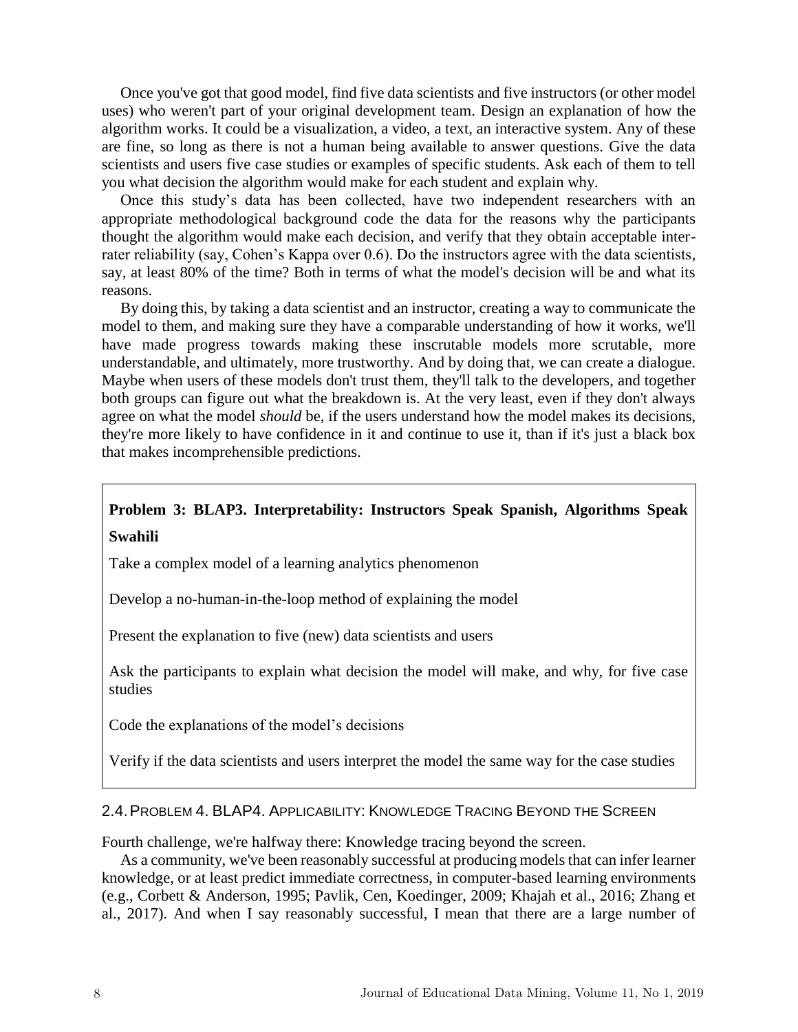Once you've got that good model, find five data scientists and five instructors (or other model uses) who weren't part of your original development team. Design an explanation of how the algorithm works. It could be a visualization, a video, a text, an interactive system. Any of these are fine, so long as there is not a human being available to answer questions. Give the data scientists and users five case studies or examples of specific students. Ask each of them to tell you what decision the algorithm would make for each student and explain why.

Once this study's data has been collected, have two independent researchers with an appropriate methodological background code the data for the reasons why the participants thought the algorithm would make each decision, and verify that they obtain acceptable inter-rater reliability (say, Cohen's Kappa over 0.6). Do the instructors agree with the data scientists, say, at least 80% of the time? Both in terms of what the model's decision will be and what its reasons.

By doing this, by taking a data scientist and an instructor, creating a way to communicate the model to them, and making sure they have a comparable understanding of how it works, we'll have made progress towards making these inscrutable models more scrutable, more understandable, and ultimately, more trustworthy. And by doing that, we can create a dialogue. Maybe when users of these models don't trust them, they'll talk to the developers, and together both groups can figure out what the breakdown is. At the very least, even if they don't always agree on what the model *should* be, if the users understand how the model makes its decisions, they're more likely to have confidence in it and continue to use it, than if it's just a black box that makes incomprehensible predictions.

**Problem 3: BLAP3. Interpretability: Instructors Speak Spanish, Algorithms Speak Swahili**

Take a complex model of a learning analytics phenomenon

Develop a no-human-in-the-loop method of explaining the model

Present the explanation to five (new) data scientists and users

Ask the participants to explain what decision the model will make, and why, for five case studies

Code the explanations of the model's decisions

Verify if the data scientists and users interpret the model the same way for the case studies

### 2.4. Problem 4. BLAP4. Applicability: Knowledge Tracing Beyond the Screen

Fourth challenge, we're halfway there: Knowledge tracing beyond the screen.

As a community, we've been reasonably successful at producing models that can infer learner knowledge, or at least predict immediate correctness, in computer-based learning environments (e.g., Corbett & Anderson, 1995; Pavlik, Cen, Koedinger, 2009; Khajah et al., 2016; Zhang et al., 2017). And when I say reasonably successful, I mean that there are a large number of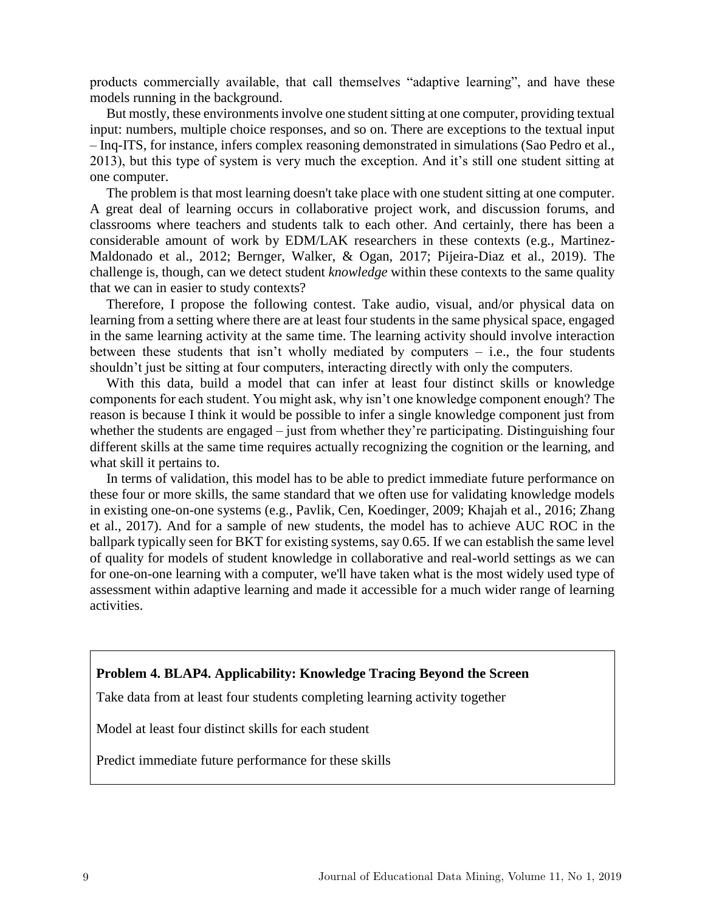products commercially available, that call themselves "adaptive learning", and have these models running in the background.

But mostly, these environments involve one student sitting at one computer, providing textual input: numbers, multiple choice responses, and so on. There are exceptions to the textual input – Inq-ITS, for instance, infers complex reasoning demonstrated in simulations (Sao Pedro et al., 2013), but this type of system is very much the exception. And it's still one student sitting at one computer.

The problem is that most learning doesn't take place with one student sitting at one computer. A great deal of learning occurs in collaborative project work, and discussion forums, and classrooms where teachers and students talk to each other. And certainly, there has been a considerable amount of work by EDM/LAK researchers in these contexts (e.g., Martinez-Maldonado et al., 2012; Bernger, Walker, & Ogan, 2017; Pijeira-Diaz et al., 2019). The challenge is, though, can we detect student *knowledge* within these contexts to the same quality that we can in easier to study contexts?

Therefore, I propose the following contest. Take audio, visual, and/or physical data on learning from a setting where there are at least four students in the same physical space, engaged in the same learning activity at the same time. The learning activity should involve interaction between these students that isn't wholly mediated by computers – i.e., the four students shouldn't just be sitting at four computers, interacting directly with only the computers.

With this data, build a model that can infer at least four distinct skills or knowledge components for each student. You might ask, why isn't one knowledge component enough? The reason is because I think it would be possible to infer a single knowledge component just from whether the students are engaged – just from whether they're participating. Distinguishing four different skills at the same time requires actually recognizing the cognition or the learning, and what skill it pertains to.

In terms of validation, this model has to be able to predict immediate future performance on these four or more skills, the same standard that we often use for validating knowledge models in existing one-on-one systems (e.g., Pavlik, Cen, Koedinger, 2009; Khajah et al., 2016; Zhang et al., 2017). And for a sample of new students, the model has to achieve AUC ROC in the ballpark typically seen for BKT for existing systems, say 0.65. If we can establish the same level of quality for models of student knowledge in collaborative and real-world settings as we can for one-on-one learning with a computer, we'll have taken what is the most widely used type of assessment within adaptive learning and made it accessible for a much wider range of learning activities.

**Problem 4. BLAP4. Applicability: Knowledge Tracing Beyond the Screen**

Take data from at least four students completing learning activity together

Model at least four distinct skills for each student

Predict immediate future performance for these skills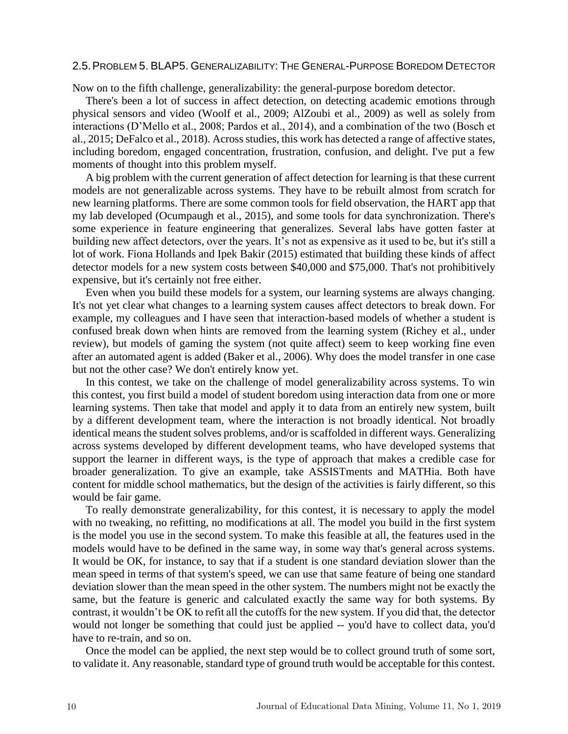## 2.5. Problem 5. BLAP5. Generalizability: The General-Purpose Boredom Detector

Now on to the fifth challenge, generalizability: the general-purpose boredom detector.

There's been a lot of success in affect detection, on detecting academic emotions through physical sensors and video (Woolf et al., 2009; AlZoubi et al., 2009) as well as solely from interactions (D'Mello et al., 2008; Pardos et al., 2014), and a combination of the two (Bosch et al., 2015; DeFalco et al., 2018). Across studies, this work has detected a range of affective states, including boredom, engaged concentration, frustration, confusion, and delight. I've put a few moments of thought into this problem myself.

A big problem with the current generation of affect detection for learning is that these current models are not generalizable across systems. They have to be rebuilt almost from scratch for new learning platforms. There are some common tools for field observation, the HART app that my lab developed (Ocumpaugh et al., 2015), and some tools for data synchronization. There's some experience in feature engineering that generalizes. Several labs have gotten faster at building new affect detectors, over the years. It's not as expensive as it used to be, but it's still a lot of work. Fiona Hollands and Ipek Bakir (2015) estimated that building these kinds of affect detector models for a new system costs between \$40,000 and \$75,000. That's not prohibitively expensive, but it's certainly not free either.

Even when you build these models for a system, our learning systems are always changing. It's not yet clear what changes to a learning system causes affect detectors to break down. For example, my colleagues and I have seen that interaction-based models of whether a student is confused break down when hints are removed from the learning system (Richey et al., under review), but models of gaming the system (not quite affect) seem to keep working fine even after an automated agent is added (Baker et al., 2006). Why does the model transfer in one case but not the other case? We don't entirely know yet.

In this contest, we take on the challenge of model generalizability across systems. To win this contest, you first build a model of student boredom using interaction data from one or more learning systems. Then take that model and apply it to data from an entirely new system, built by a different development team, where the interaction is not broadly identical. Not broadly identical means the student solves problems, and/or is scaffolded in different ways. Generalizing across systems developed by different development teams, who have developed systems that support the learner in different ways, is the type of approach that makes a credible case for broader generalization. To give an example, take ASSISTments and MATHia. Both have content for middle school mathematics, but the design of the activities is fairly different, so this would be fair game.

To really demonstrate generalizability, for this contest, it is necessary to apply the model with no tweaking, no refitting, no modifications at all. The model you build in the first system is the model you use in the second system. To make this feasible at all, the features used in the models would have to be defined in the same way, in some way that's general across systems. It would be OK, for instance, to say that if a student is one standard deviation slower than the mean speed in terms of that system's speed, we can use that same feature of being one standard deviation slower than the mean speed in the other system. The numbers might not be exactly the same, but the feature is generic and calculated exactly the same way for both systems. By contrast, it wouldn't be OK to refit all the cutoffs for the new system. If you did that, the detector would not longer be something that could just be applied -- you'd have to collect data, you'd have to re-train, and so on.

Once the model can be applied, the next step would be to collect ground truth of some sort, to validate it. Any reasonable, standard type of ground truth would be acceptable for this contest.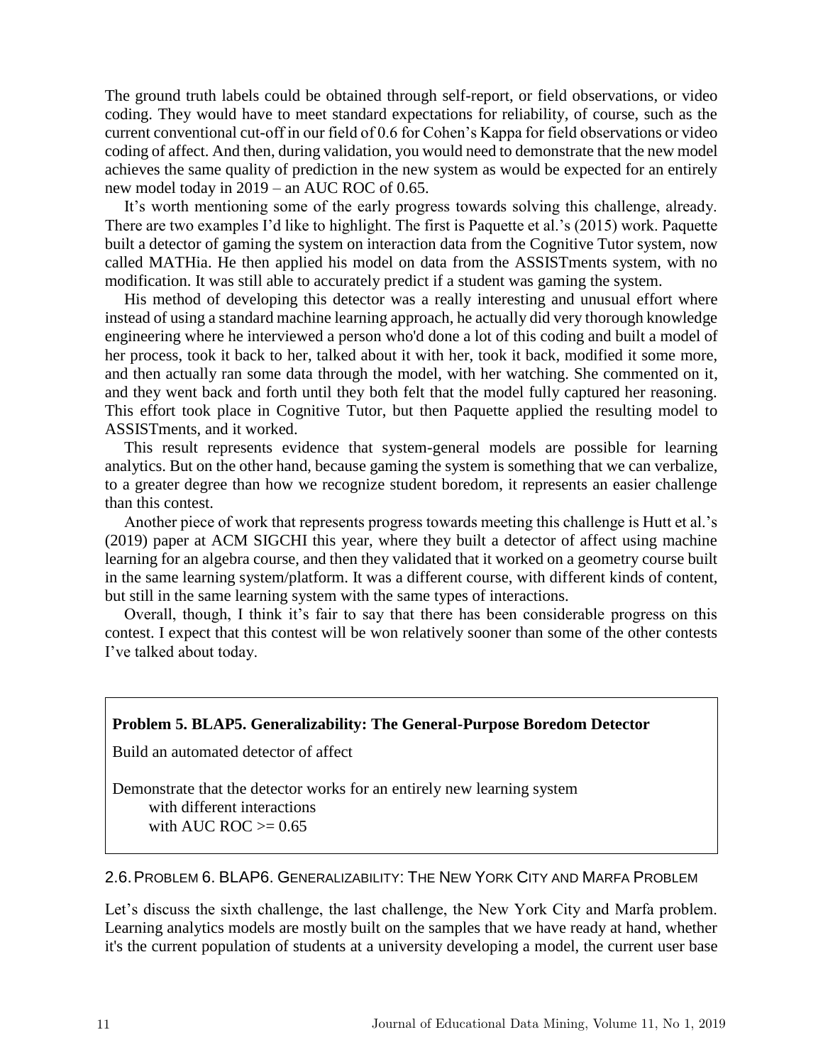The ground truth labels could be obtained through self-report, or field observations, or video coding. They would have to meet standard expectations for reliability, of course, such as the current conventional cut-off in our field of 0.6 for Cohen's Kappa for field observations or video coding of affect. And then, during validation, you would need to demonstrate that the new model achieves the same quality of prediction in the new system as would be expected for an entirely new model today in 2019 – an AUC ROC of 0.65.

It's worth mentioning some of the early progress towards solving this challenge, already. There are two examples I'd like to highlight. The first is Paquette et al.'s (2015) work. Paquette built a detector of gaming the system on interaction data from the Cognitive Tutor system, now called MATHia. He then applied his model on data from the ASSISTments system, with no modification. It was still able to accurately predict if a student was gaming the system.

His method of developing this detector was a really interesting and unusual effort where instead of using a standard machine learning approach, he actually did very thorough knowledge engineering where he interviewed a person who'd done a lot of this coding and built a model of her process, took it back to her, talked about it with her, took it back, modified it some more, and then actually ran some data through the model, with her watching. She commented on it, and they went back and forth until they both felt that the model fully captured her reasoning. This effort took place in Cognitive Tutor, but then Paquette applied the resulting model to ASSISTments, and it worked.

This result represents evidence that system-general models are possible for learning analytics. But on the other hand, because gaming the system is something that we can verbalize, to a greater degree than how we recognize student boredom, it represents an easier challenge than this contest.

Another piece of work that represents progress towards meeting this challenge is Hutt et al.'s (2019) paper at ACM SIGCHI this year, where they built a detector of affect using machine learning for an algebra course, and then they validated that it worked on a geometry course built in the same learning system/platform. It was a different course, with different kinds of content, but still in the same learning system with the same types of interactions.

Overall, though, I think it's fair to say that there has been considerable progress on this contest. I expect that this contest will be won relatively sooner than some of the other contests I've talked about today.

> **Problem 5. BLAP5. Generalizability: The General-Purpose Boredom Detector**
>
> Build an automated detector of affect
>
> Demonstrate that the detector works for an entirely new learning system
> with different interactions
> with AUC ROC >= 0.65

## 2.6. Problem 6. BLAP6. Generalizability: The New York City and Marfa Problem

Let's discuss the sixth challenge, the last challenge, the New York City and Marfa problem. Learning analytics models are mostly built on the samples that we have ready at hand, whether it's the current population of students at a university developing a model, the current user base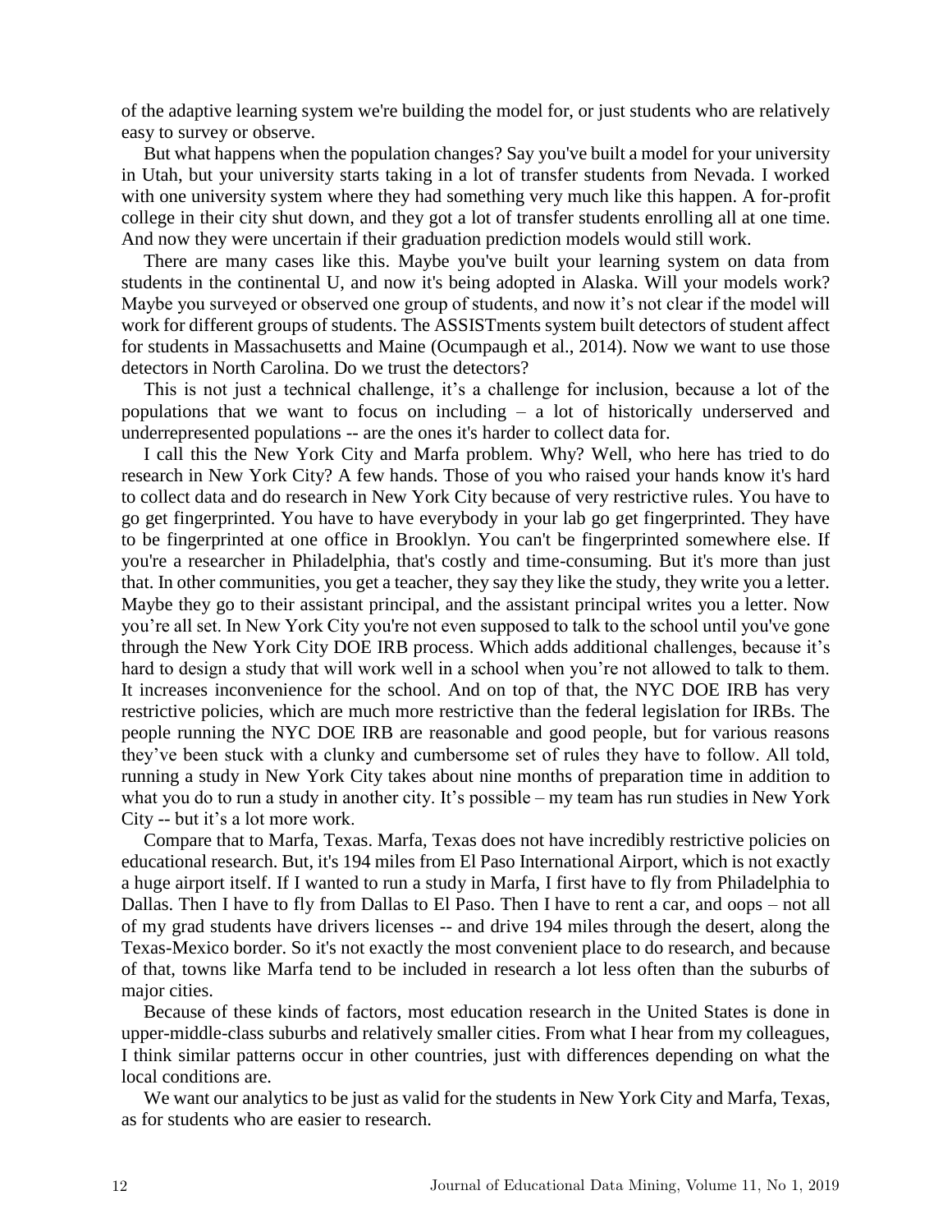of the adaptive learning system we're building the model for, or just students who are relatively easy to survey or observe.

But what happens when the population changes? Say you've built a model for your university in Utah, but your university starts taking in a lot of transfer students from Nevada. I worked with one university system where they had something very much like this happen. A for-profit college in their city shut down, and they got a lot of transfer students enrolling all at one time. And now they were uncertain if their graduation prediction models would still work.

There are many cases like this. Maybe you've built your learning system on data from students in the continental U, and now it's being adopted in Alaska. Will your models work? Maybe you surveyed or observed one group of students, and now it's not clear if the model will work for different groups of students. The ASSISTments system built detectors of student affect for students in Massachusetts and Maine (Ocumpaugh et al., 2014). Now we want to use those detectors in North Carolina. Do we trust the detectors?

This is not just a technical challenge, it's a challenge for inclusion, because a lot of the populations that we want to focus on including – a lot of historically underserved and underrepresented populations -- are the ones it's harder to collect data for.

I call this the New York City and Marfa problem. Why? Well, who here has tried to do research in New York City? A few hands. Those of you who raised your hands know it's hard to collect data and do research in New York City because of very restrictive rules. You have to go get fingerprinted. You have to have everybody in your lab go get fingerprinted. They have to be fingerprinted at one office in Brooklyn. You can't be fingerprinted somewhere else. If you're a researcher in Philadelphia, that's costly and time-consuming. But it's more than just that. In other communities, you get a teacher, they say they like the study, they write you a letter. Maybe they go to their assistant principal, and the assistant principal writes you a letter. Now you're all set. In New York City you're not even supposed to talk to the school until you've gone through the New York City DOE IRB process. Which adds additional challenges, because it's hard to design a study that will work well in a school when you're not allowed to talk to them. It increases inconvenience for the school. And on top of that, the NYC DOE IRB has very restrictive policies, which are much more restrictive than the federal legislation for IRBs. The people running the NYC DOE IRB are reasonable and good people, but for various reasons they've been stuck with a clunky and cumbersome set of rules they have to follow. All told, running a study in New York City takes about nine months of preparation time in addition to what you do to run a study in another city. It's possible – my team has run studies in New York City -- but it's a lot more work.

Compare that to Marfa, Texas. Marfa, Texas does not have incredibly restrictive policies on educational research. But, it's 194 miles from El Paso International Airport, which is not exactly a huge airport itself. If I wanted to run a study in Marfa, I first have to fly from Philadelphia to Dallas. Then I have to fly from Dallas to El Paso. Then I have to rent a car, and oops – not all of my grad students have drivers licenses -- and drive 194 miles through the desert, along the Texas-Mexico border. So it's not exactly the most convenient place to do research, and because of that, towns like Marfa tend to be included in research a lot less often than the suburbs of major cities.

Because of these kinds of factors, most education research in the United States is done in upper-middle-class suburbs and relatively smaller cities. From what I hear from my colleagues, I think similar patterns occur in other countries, just with differences depending on what the local conditions are.

We want our analytics to be just as valid for the students in New York City and Marfa, Texas, as for students who are easier to research.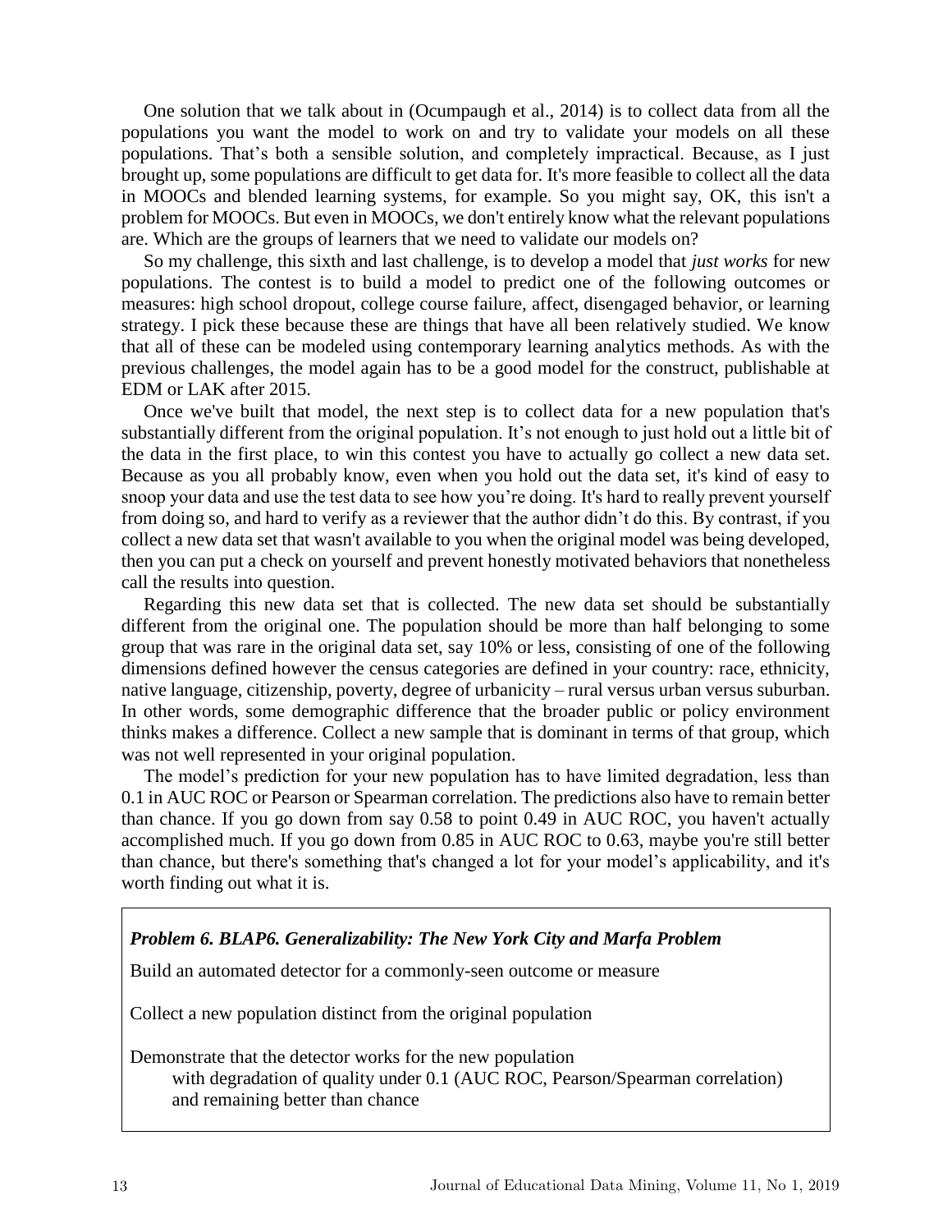One solution that we talk about in (Ocumpaugh et al., 2014) is to collect data from all the populations you want the model to work on and try to validate your models on all these populations. That's both a sensible solution, and completely impractical. Because, as I just brought up, some populations are difficult to get data for. It's more feasible to collect all the data in MOOCs and blended learning systems, for example. So you might say, OK, this isn't a problem for MOOCs. But even in MOOCs, we don't entirely know what the relevant populations are. Which are the groups of learners that we need to validate our models on?

So my challenge, this sixth and last challenge, is to develop a model that *just works* for new populations. The contest is to build a model to predict one of the following outcomes or measures: high school dropout, college course failure, affect, disengaged behavior, or learning strategy. I pick these because these are things that have all been relatively studied. We know that all of these can be modeled using contemporary learning analytics methods. As with the previous challenges, the model again has to be a good model for the construct, publishable at EDM or LAK after 2015.

Once we've built that model, the next step is to collect data for a new population that's substantially different from the original one. It's not enough to just hold out a little bit of the data in the first place, to win this contest you have to actually go collect a new data set. Because as you all probably know, even when you hold out the data set, it's kind of easy to snoop your data and use the test data to see how you're doing. It's hard to really prevent yourself from doing so, and hard to verify as a reviewer that the author didn't do this. By contrast, if you collect a new data set that wasn't available to you when the original model was being developed, then you can put a check on yourself and prevent honestly motivated behaviors that nonetheless call the results into question.

Regarding this new data set that is collected. The new data set should be substantially different from the original one. The population should be more than half belonging to some group that was rare in the original data set, say 10% or less, consisting of one of the following dimensions defined however the census categories are defined in your country: race, ethnicity, native language, citizenship, poverty, degree of urbanicity – rural versus urban versus suburban. In other words, some demographic difference that the broader public or policy environment thinks makes a difference. Collect a new sample that is dominant in terms of that group, which was not well represented in your original population.

The model's prediction for your new population has to have limited degradation, less than 0.1 in AUC ROC or Pearson or Spearman correlation. The predictions also have to remain better than chance. If you go down from say 0.58 to point 0.49 in AUC ROC, you haven't actually accomplished much. If you go down from 0.85 in AUC ROC to 0.63, maybe you're still better than chance, but there's something that's changed a lot for your model's applicability, and it's worth finding out what it is.

**Problem 6. BLAP6. Generalizability: The New York City and Marfa Problem**

Build an automated detector for a commonly-seen outcome or measure

Collect a new population distinct from the original population

Demonstrate that the detector works for the new population
- with degradation of quality under 0.1 (AUC ROC, Pearson/Spearman correlation) and remaining better than chance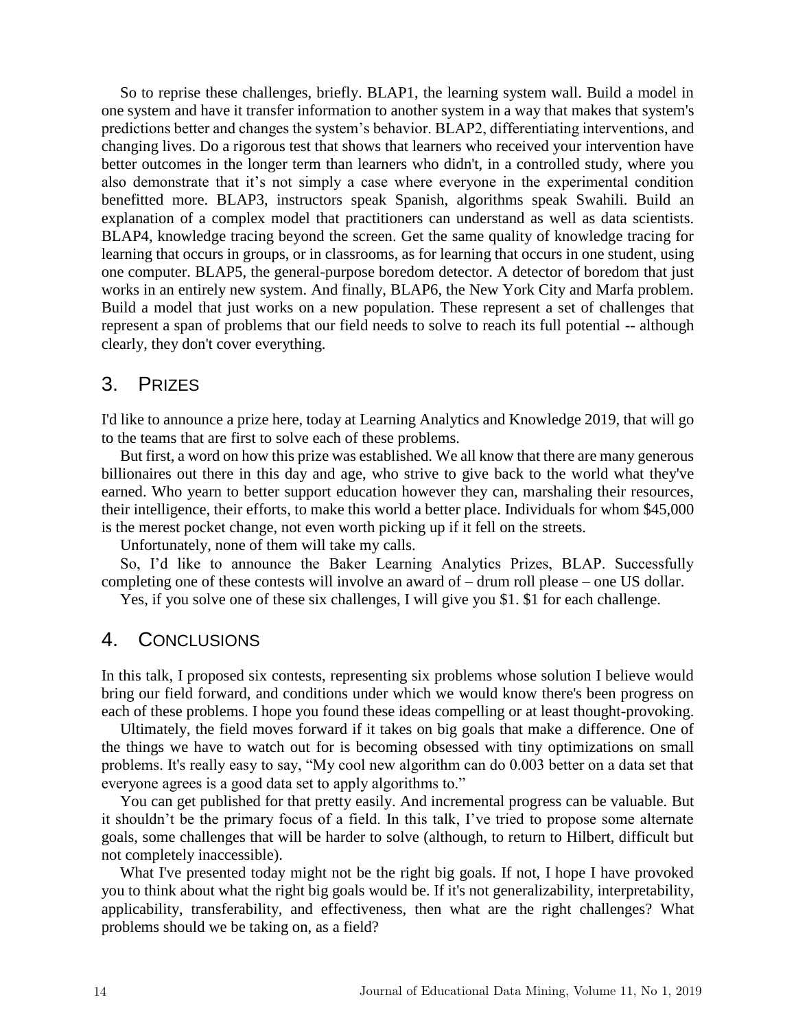So to reprise these challenges, briefly. BLAP1, the learning system wall. Build a model in one system and have it transfer information to another system in a way that makes that system's predictions better and changes the system's behavior. BLAP2, differentiating interventions, and changing lives. Do a rigorous test that shows that learners who received your intervention have better outcomes in the longer term than learners who didn't, in a controlled study, where you also demonstrate that it's not simply a case where everyone in the experimental condition benefitted more. BLAP3, instructors speak Spanish, algorithms speak Swahili. Build an explanation of a complex model that practitioners can understand as well as data scientists. BLAP4, knowledge tracing beyond the screen. Get the same quality of knowledge tracing for learning that occurs in groups, or in classrooms, as for learning that occurs in one student, using one computer. BLAP5, the general-purpose boredom detector. A detector of boredom that just works in an entirely new system. And finally, BLAP6, the New York City and Marfa problem. Build a model that just works on a new population. These represent a set of challenges that represent a span of problems that our field needs to solve to reach its full potential -- although clearly, they don't cover everything.

## 3. PRIZES

I'd like to announce a prize here, today at Learning Analytics and Knowledge 2019, that will go to the teams that are first to solve each of these problems.

But first, a word on how this prize was established. We all know that there are many generous billionaires out there in this day and age, who strive to give back to the world what they've earned. Who yearn to better support education however they can, marshaling their resources, their intelligence, their efforts, to make this world a better place. Individuals for whom $45,000 is the merest pocket change, not even worth picking up if it fell on the streets.

Unfortunately, none of them will take my calls.

So, I'd like to announce the Baker Learning Analytics Prizes, BLAP. Successfully completing one of these contests will involve an award of – drum roll please – one US dollar.

Yes, if you solve one of these six challenges, I will give you $1. $1 for each challenge.

## 4. CONCLUSIONS

In this talk, I proposed six contests, representing six problems whose solution I believe would bring our field forward, and conditions under which we would know there's been progress on each of these problems. I hope you found these ideas compelling or at least thought-provoking.

Ultimately, the field moves forward if it takes on big goals that make a difference. One of the things we have to watch out for is becoming obsessed with tiny optimizations on small problems. It's really easy to say, "My cool new algorithm can do 0.003 better on a data set that everyone agrees is a good data set to apply algorithms to."

You can get published for that pretty easily. And incremental progress can be valuable. But it shouldn't be the primary focus of a field. In this talk, I've tried to propose some alternate goals, some challenges that will be harder to solve (although, to return to Hilbert, difficult but not completely inaccessible).

What I've presented today might not be the right big goals. If not, I hope I have provoked you to think about what the right big goals would be. If it's not generalizability, interpretability, applicability, transferability, and effectiveness, then what are the right challenges? What problems should we be taking on, as a field?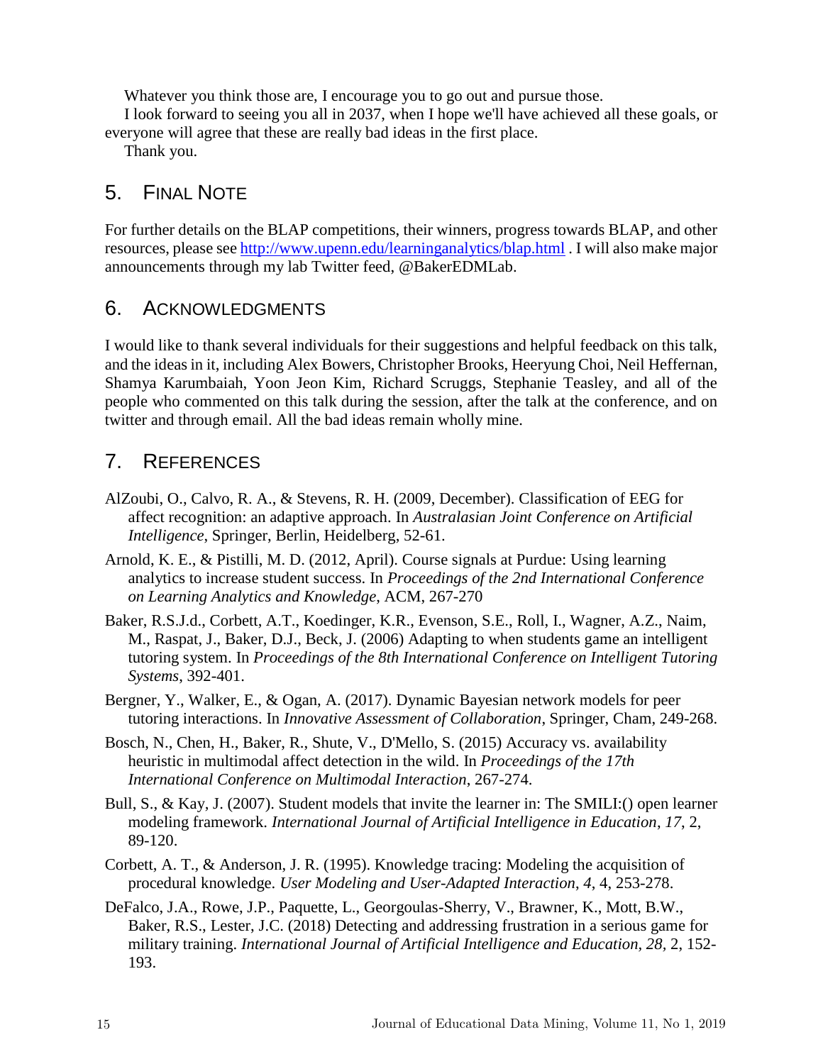Whatever you think those are, I encourage you to go out and pursue those.

I look forward to seeing you all in 2037, when I hope we'll have achieved all these goals, or everyone will agree that these are really bad ideas in the first place.

Thank you.

## 5. Final Note

For further details on the BLAP competitions, their winners, progress towards BLAP, and other resources, please see http://www.upenn.edu/learninganalytics/blap.html . I will also make major announcements through my lab Twitter feed, @BakerEDMLab.

## 6. Acknowledgments

I would like to thank several individuals for their suggestions and helpful feedback on this talk, and the ideas in it, including Alex Bowers, Christopher Brooks, Heeryung Choi, Neil Heffernan, Shamya Karumbaiah, Yoon Jeon Kim, Richard Scruggs, Stephanie Teasley, and all of the people who commented on this talk during the session, after the talk at the conference, and on twitter and through email. All the bad ideas remain wholly mine.

## 7. References

AlZoubi, O., Calvo, R. A., & Stevens, R. H. (2009, December). Classification of EEG for affect recognition: an adaptive approach. In *Australasian Joint Conference on Artificial Intelligence*, Springer, Berlin, Heidelberg, 52-61.

Arnold, K. E., & Pistilli, M. D. (2012, April). Course signals at Purdue: Using learning analytics to increase student success. In *Proceedings of the 2nd International Conference on Learning Analytics and Knowledge*, ACM, 267-270

Baker, R.S.J.d., Corbett, A.T., Koedinger, K.R., Evenson, S.E., Roll, I., Wagner, A.Z., Naim, M., Raspat, J., Baker, D.J., Beck, J. (2006) Adapting to when students game an intelligent tutoring system. In *Proceedings of the 8th International Conference on Intelligent Tutoring Systems*, 392-401.

Bergner, Y., Walker, E., & Ogan, A. (2017). Dynamic Bayesian network models for peer tutoring interactions. In *Innovative Assessment of Collaboration*, Springer, Cham, 249-268.

Bosch, N., Chen, H., Baker, R., Shute, V., D'Mello, S. (2015) Accuracy vs. availability heuristic in multimodal affect detection in the wild. In *Proceedings of the 17th International Conference on Multimodal Interaction*, 267-274.

Bull, S., & Kay, J. (2007). Student models that invite the learner in: The SMILI:() open learner modeling framework. *International Journal of Artificial Intelligence in Education*, *17*, 2, 89-120.

Corbett, A. T., & Anderson, J. R. (1995). Knowledge tracing: Modeling the acquisition of procedural knowledge. *User Modeling and User-Adapted Interaction, 4*, 4, 253-278.

DeFalco, J.A., Rowe, J.P., Paquette, L., Georgoulas-Sherry, V., Brawner, K., Mott, B.W., Baker, R.S., Lester, J.C. (2018) Detecting and addressing frustration in a serious game for military training. *International Journal of Artificial Intelligence and Education, 28*, 2, 152-193.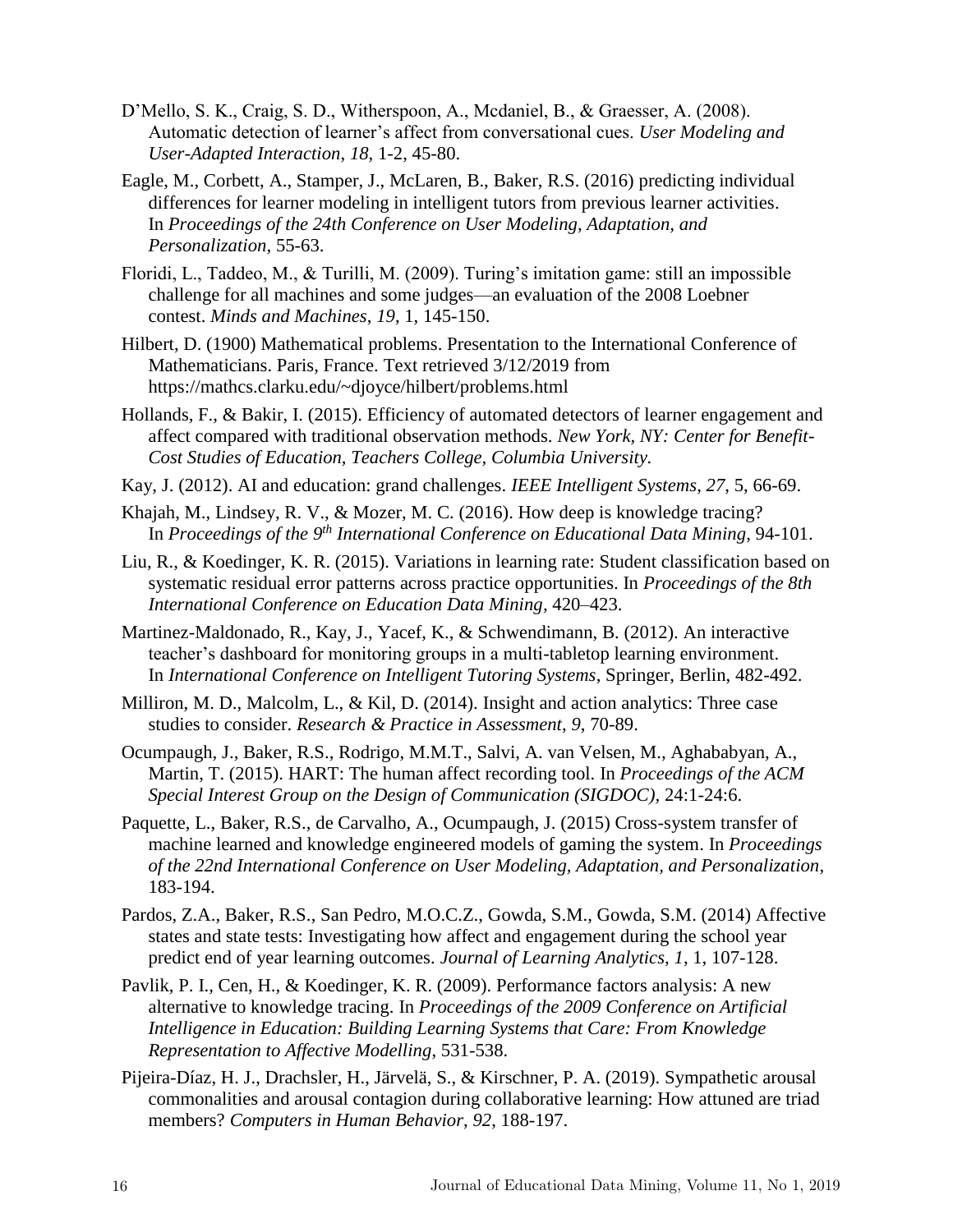D'Mello, S. K., Craig, S. D., Witherspoon, A., Mcdaniel, B., & Graesser, A. (2008). Automatic detection of learner's affect from conversational cues. *User Modeling and User-Adapted Interaction*, *18*, 1-2, 45-80.

Eagle, M., Corbett, A., Stamper, J., McLaren, B., Baker, R.S. (2016) predicting individual differences for learner modeling in intelligent tutors from previous learner activities. In *Proceedings of the 24th Conference on User Modeling, Adaptation, and Personalization*, 55-63.

Floridi, L., Taddeo, M., & Turilli, M. (2009). Turing's imitation game: still an impossible challenge for all machines and some judges—an evaluation of the 2008 Loebner contest. *Minds and Machines*, *19*, 1, 145-150.

Hilbert, D. (1900) Mathematical problems. Presentation to the International Conference of Mathematicians. Paris, France. Text retrieved 3/12/2019 from https://mathcs.clarku.edu/~djoyce/hilbert/problems.html

Hollands, F., & Bakir, I. (2015). Efficiency of automated detectors of learner engagement and affect compared with traditional observation methods. *New York, NY: Center for Benefit-Cost Studies of Education, Teachers College, Columbia University.*

Kay, J. (2012). AI and education: grand challenges. *IEEE Intelligent Systems*, *27*, 5, 66-69.

Khajah, M., Lindsey, R. V., & Mozer, M. C. (2016). How deep is knowledge tracing? In *Proceedings of the 9th International Conference on Educational Data Mining*, 94-101.

Liu, R., & Koedinger, K. R. (2015). Variations in learning rate: Student classification based on systematic residual error patterns across practice opportunities. In *Proceedings of the 8th International Conference on Education Data Mining*, 420–423.

Martinez-Maldonado, R., Kay, J., Yacef, K., & Schwendimann, B. (2012). An interactive teacher's dashboard for monitoring groups in a multi-tabletop learning environment. In *International Conference on Intelligent Tutoring Systems*, Springer, Berlin, 482-492.

Milliron, M. D., Malcolm, L., & Kil, D. (2014). Insight and action analytics: Three case studies to consider. *Research & Practice in Assessment*, *9*, 70-89.

Ocumpaugh, J., Baker, R.S., Rodrigo, M.M.T., Salvi, A. van Velsen, M., Aghababyan, A., Martin, T. (2015). HART: The human affect recording tool. In *Proceedings of the ACM Special Interest Group on the Design of Communication (SIGDOC)*, 24:1-24:6.

Paquette, L., Baker, R.S., de Carvalho, A., Ocumpaugh, J. (2015) Cross-system transfer of machine learned and knowledge engineered models of gaming the system. In *Proceedings of the 22nd International Conference on User Modeling, Adaptation, and Personalization*, 183-194.

Pardos, Z.A., Baker, R.S., San Pedro, M.O.C.Z., Gowda, S.M., Gowda, S.M. (2014) Affective states and state tests: Investigating how affect and engagement during the school year predict end of year learning outcomes. *Journal of Learning Analytics, 1*, 1, 107-128.

Pavlik, P. I., Cen, H., & Koedinger, K. R. (2009). Performance factors analysis: A new alternative to knowledge tracing. In *Proceedings of the 2009 Conference on Artificial Intelligence in Education: Building Learning Systems that Care: From Knowledge Representation to Affective Modelling*, 531-538.

Pijeira-Díaz, H. J., Drachsler, H., Järvelä, S., & Kirschner, P. A. (2019). Sympathetic arousal commonalities and arousal contagion during collaborative learning: How attuned are triad members? *Computers in Human Behavior*, *92*, 188-197.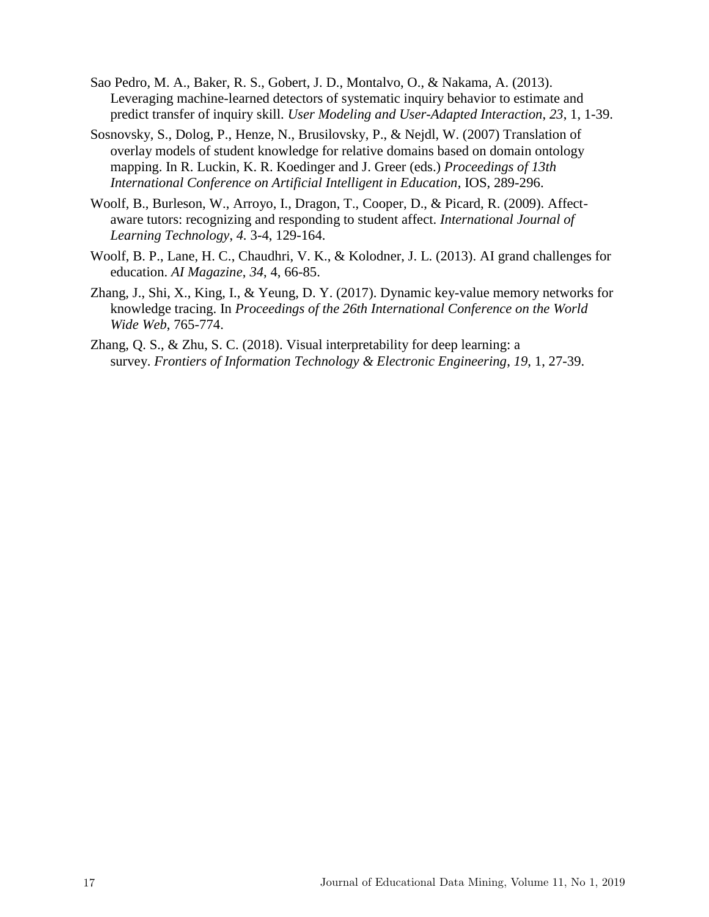Sao Pedro, M. A., Baker, R. S., Gobert, J. D., Montalvo, O., & Nakama, A. (2013). Leveraging machine-learned detectors of systematic inquiry behavior to estimate and predict transfer of inquiry skill. *User Modeling and User-Adapted Interaction*, *23*, 1, 1-39.

Sosnovsky, S., Dolog, P., Henze, N., Brusilovsky, P., & Nejdl, W. (2007) Translation of overlay models of student knowledge for relative domains based on domain ontology mapping. In R. Luckin, K. R. Koedinger and J. Greer (eds.) *Proceedings of 13th International Conference on Artificial Intelligent in Education*, IOS, 289-296.

Woolf, B., Burleson, W., Arroyo, I., Dragon, T., Cooper, D., & Picard, R. (2009). Affect-aware tutors: recognizing and responding to student affect. *International Journal of Learning Technology*, *4*. 3-4, 129-164.

Woolf, B. P., Lane, H. C., Chaudhri, V. K., & Kolodner, J. L. (2013). AI grand challenges for education. *AI Magazine*, *34*, 4, 66-85.

Zhang, J., Shi, X., King, I., & Yeung, D. Y. (2017). Dynamic key-value memory networks for knowledge tracing. In *Proceedings of the 26th International Conference on the World Wide Web*, 765-774.

Zhang, Q. S., & Zhu, S. C. (2018). Visual interpretability for deep learning: a survey. *Frontiers of Information Technology & Electronic Engineering*, *19*, 1, 27-39.